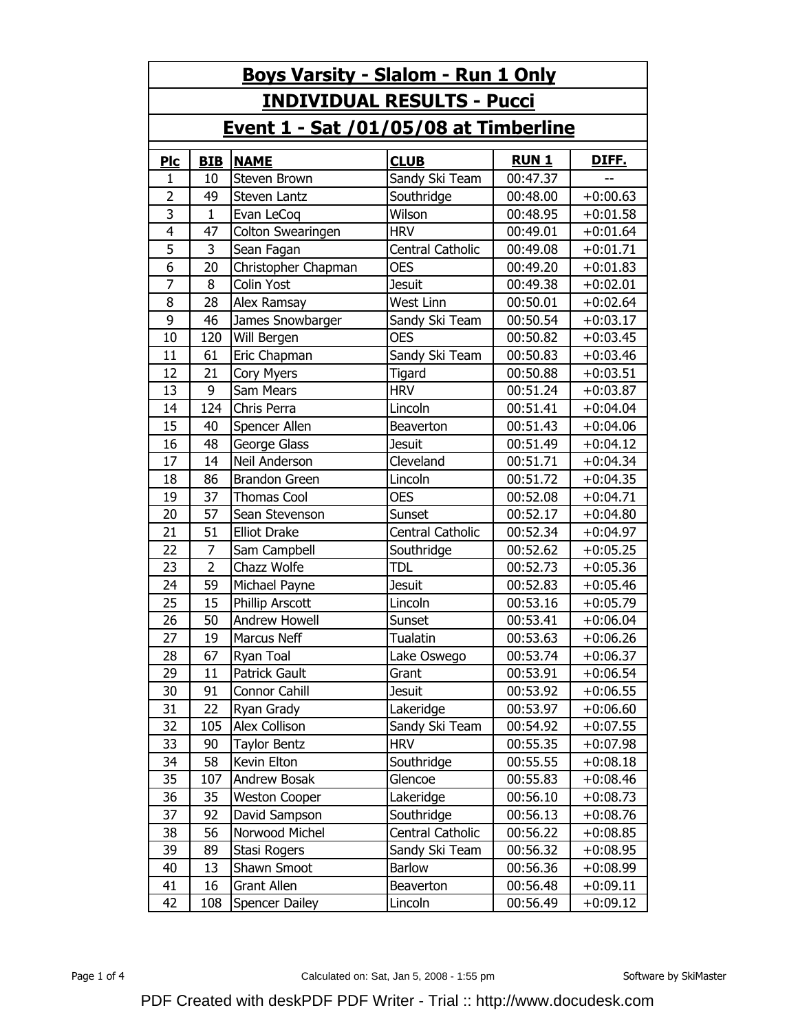# Boys Varsity - Slalom - Run 1 Only

## INDIVIDUAL RESULTS - Pucci

## Event 1 - Sat /01/05/08 at Timberline

| Plc | BIB | NAME | CLUB | RUN 1 | DIFF. |
|---|---|---|---|---|---|
| 1 | 10 | Steven Brown | Sandy Ski Team | 00:47.37 | -- |
| 2 | 49 | Steven Lantz | Southridge | 00:48.00 | +0:00.63 |
| 3 | 1 | Evan LeCoq | Wilson | 00:48.95 | +0:01.58 |
| 4 | 47 | Colton Swearingen | HRV | 00:49.01 | +0:01.64 |
| 5 | 3 | Sean Fagan | Central Catholic | 00:49.08 | +0:01.71 |
| 6 | 20 | Christopher Chapman | OES | 00:49.20 | +0:01.83 |
| 7 | 8 | Colin Yost | Jesuit | 00:49.38 | +0:02.01 |
| 8 | 28 | Alex Ramsay | West Linn | 00:50.01 | +0:02.64 |
| 9 | 46 | James Snowbarger | Sandy Ski Team | 00:50.54 | +0:03.17 |
| 10 | 120 | Will Bergen | OES | 00:50.82 | +0:03.45 |
| 11 | 61 | Eric Chapman | Sandy Ski Team | 00:50.83 | +0:03.46 |
| 12 | 21 | Cory Myers | Tigard | 00:50.88 | +0:03.51 |
| 13 | 9 | Sam Mears | HRV | 00:51.24 | +0:03.87 |
| 14 | 124 | Chris Perra | Lincoln | 00:51.41 | +0:04.04 |
| 15 | 40 | Spencer Allen | Beaverton | 00:51.43 | +0:04.06 |
| 16 | 48 | George Glass | Jesuit | 00:51.49 | +0:04.12 |
| 17 | 14 | Neil Anderson | Cleveland | 00:51.71 | +0:04.34 |
| 18 | 86 | Brandon Green | Lincoln | 00:51.72 | +0:04.35 |
| 19 | 37 | Thomas Cool | OES | 00:52.08 | +0:04.71 |
| 20 | 57 | Sean Stevenson | Sunset | 00:52.17 | +0:04.80 |
| 21 | 51 | Elliot Drake | Central Catholic | 00:52.34 | +0:04.97 |
| 22 | 7 | Sam Campbell | Southridge | 00:52.62 | +0:05.25 |
| 23 | 2 | Chazz Wolfe | TDL | 00:52.73 | +0:05.36 |
| 24 | 59 | Michael Payne | Jesuit | 00:52.83 | +0:05.46 |
| 25 | 15 | Phillip Arscott | Lincoln | 00:53.16 | +0:05.79 |
| 26 | 50 | Andrew Howell | Sunset | 00:53.41 | +0:06.04 |
| 27 | 19 | Marcus Neff | Tualatin | 00:53.63 | +0:06.26 |
| 28 | 67 | Ryan Toal | Lake Oswego | 00:53.74 | +0:06.37 |
| 29 | 11 | Patrick Gault | Grant | 00:53.91 | +0:06.54 |
| 30 | 91 | Connor Cahill | Jesuit | 00:53.92 | +0:06.55 |
| 31 | 22 | Ryan Grady | Lakeridge | 00:53.97 | +0:06.60 |
| 32 | 105 | Alex Collison | Sandy Ski Team | 00:54.92 | +0:07.55 |
| 33 | 90 | Taylor Bentz | HRV | 00:55.35 | +0:07.98 |
| 34 | 58 | Kevin Elton | Southridge | 00:55.55 | +0:08.18 |
| 35 | 107 | Andrew Bosak | Glencoe | 00:55.83 | +0:08.46 |
| 36 | 35 | Weston Cooper | Lakeridge | 00:56.10 | +0:08.73 |
| 37 | 92 | David Sampson | Southridge | 00:56.13 | +0:08.76 |
| 38 | 56 | Norwood Michel | Central Catholic | 00:56.22 | +0:08.85 |
| 39 | 89 | Stasi Rogers | Sandy Ski Team | 00:56.32 | +0:08.95 |
| 40 | 13 | Shawn Smoot | Barlow | 00:56.36 | +0:08.99 |
| 41 | 16 | Grant Allen | Beaverton | 00:56.48 | +0:09.11 |
| 42 | 108 | Spencer Dailey | Lincoln | 00:56.49 | +0:09.12 |

Calculated on: Sat, Jan 5, 2008 - 1:55 pm

Software by SkiMaster

PDF Created with deskPDF PDF Writer - Trial :: http://www.docudesk.com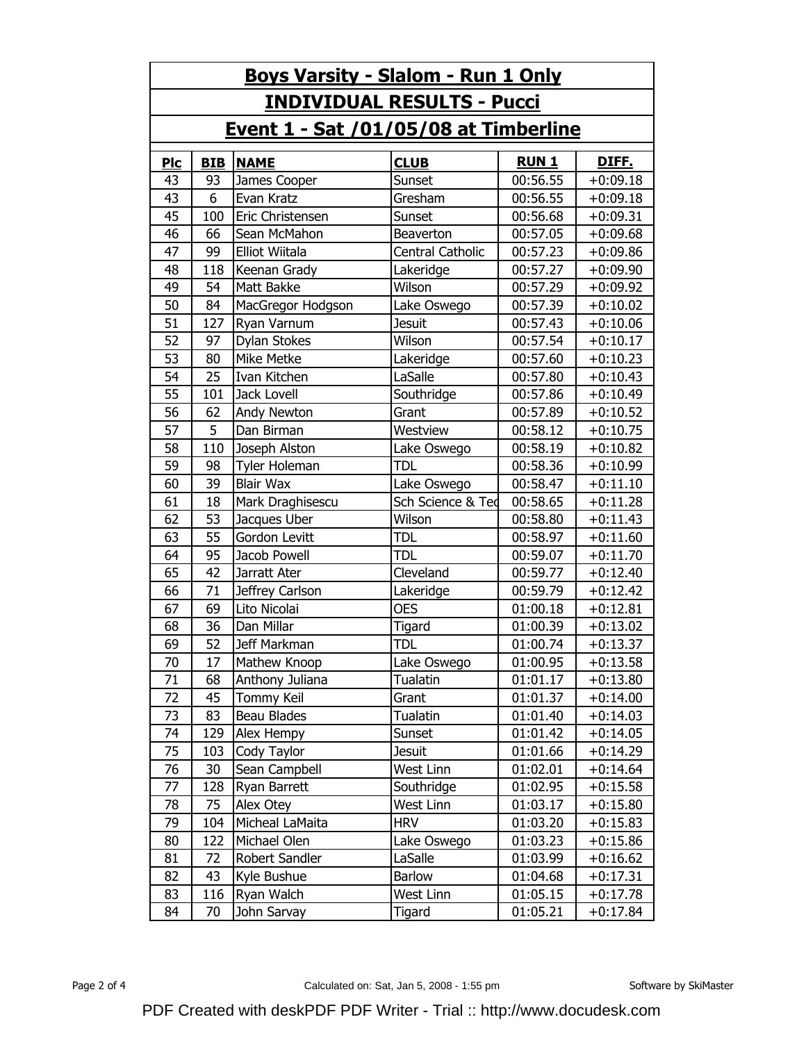## Boys Varsity - Slalom - Run 1 Only

## INDIVIDUAL RESULTS - Pucci

## Event 1 - Sat /01/05/08 at Timberline

| Plc | BIB | NAME | CLUB | RUN 1 | DIFF. |
|---|---|---|---|---|---|
| 43 | 93 | James Cooper | Sunset | 00:56.55 | +0:09.18 |
| 43 | 6 | Evan Kratz | Gresham | 00:56.55 | +0:09.18 |
| 45 | 100 | Eric Christensen | Sunset | 00:56.68 | +0:09.31 |
| 46 | 66 | Sean McMahon | Beaverton | 00:57.05 | +0:09.68 |
| 47 | 99 | Elliot Wiitala | Central Catholic | 00:57.23 | +0:09.86 |
| 48 | 118 | Keenan Grady | Lakeridge | 00:57.27 | +0:09.90 |
| 49 | 54 | Matt Bakke | Wilson | 00:57.29 | +0:09.92 |
| 50 | 84 | MacGregor Hodgson | Lake Oswego | 00:57.39 | +0:10.02 |
| 51 | 127 | Ryan Varnum | Jesuit | 00:57.43 | +0:10.06 |
| 52 | 97 | Dylan Stokes | Wilson | 00:57.54 | +0:10.17 |
| 53 | 80 | Mike Metke | Lakeridge | 00:57.60 | +0:10.23 |
| 54 | 25 | Ivan Kitchen | LaSalle | 00:57.80 | +0:10.43 |
| 55 | 101 | Jack Lovell | Southridge | 00:57.86 | +0:10.49 |
| 56 | 62 | Andy Newton | Grant | 00:57.89 | +0:10.52 |
| 57 | 5 | Dan Birman | Westview | 00:58.12 | +0:10.75 |
| 58 | 110 | Joseph Alston | Lake Oswego | 00:58.19 | +0:10.82 |
| 59 | 98 | Tyler Holeman | TDL | 00:58.36 | +0:10.99 |
| 60 | 39 | Blair Wax | Lake Oswego | 00:58.47 | +0:11.10 |
| 61 | 18 | Mark Draghisescu | Sch Science & Tec | 00:58.65 | +0:11.28 |
| 62 | 53 | Jacques Uber | Wilson | 00:58.80 | +0:11.43 |
| 63 | 55 | Gordon Levitt | TDL | 00:58.97 | +0:11.60 |
| 64 | 95 | Jacob Powell | TDL | 00:59.07 | +0:11.70 |
| 65 | 42 | Jarratt Ater | Cleveland | 00:59.77 | +0:12.40 |
| 66 | 71 | Jeffrey Carlson | Lakeridge | 00:59.79 | +0:12.42 |
| 67 | 69 | Lito Nicolai | OES | 01:00.18 | +0:12.81 |
| 68 | 36 | Dan Millar | Tigard | 01:00.39 | +0:13.02 |
| 69 | 52 | Jeff Markman | TDL | 01:00.74 | +0:13.37 |
| 70 | 17 | Mathew Knoop | Lake Oswego | 01:00.95 | +0:13.58 |
| 71 | 68 | Anthony Juliana | Tualatin | 01:01.17 | +0:13.80 |
| 72 | 45 | Tommy Keil | Grant | 01:01.37 | +0:14.00 |
| 73 | 83 | Beau Blades | Tualatin | 01:01.40 | +0:14.03 |
| 74 | 129 | Alex Hempy | Sunset | 01:01.42 | +0:14.05 |
| 75 | 103 | Cody Taylor | Jesuit | 01:01.66 | +0:14.29 |
| 76 | 30 | Sean Campbell | West Linn | 01:02.01 | +0:14.64 |
| 77 | 128 | Ryan Barrett | Southridge | 01:02.95 | +0:15.58 |
| 78 | 75 | Alex Otey | West Linn | 01:03.17 | +0:15.80 |
| 79 | 104 | Micheal LaMaita | HRV | 01:03.20 | +0:15.83 |
| 80 | 122 | Michael Olen | Lake Oswego | 01:03.23 | +0:15.86 |
| 81 | 72 | Robert Sandler | LaSalle | 01:03.99 | +0:16.62 |
| 82 | 43 | Kyle Bushue | Barlow | 01:04.68 | +0:17.31 |
| 83 | 116 | Ryan Walch | West Linn | 01:05.15 | +0:17.78 |
| 84 | 70 | John Sarvay | Tigard | 01:05.21 | +0:17.84 |

Calculated on: Sat, Jan 5, 2008 - 1:55 pm

Software by SkiMaster

PDF Created with deskPDF PDF Writer - Trial :: http://www.docudesk.com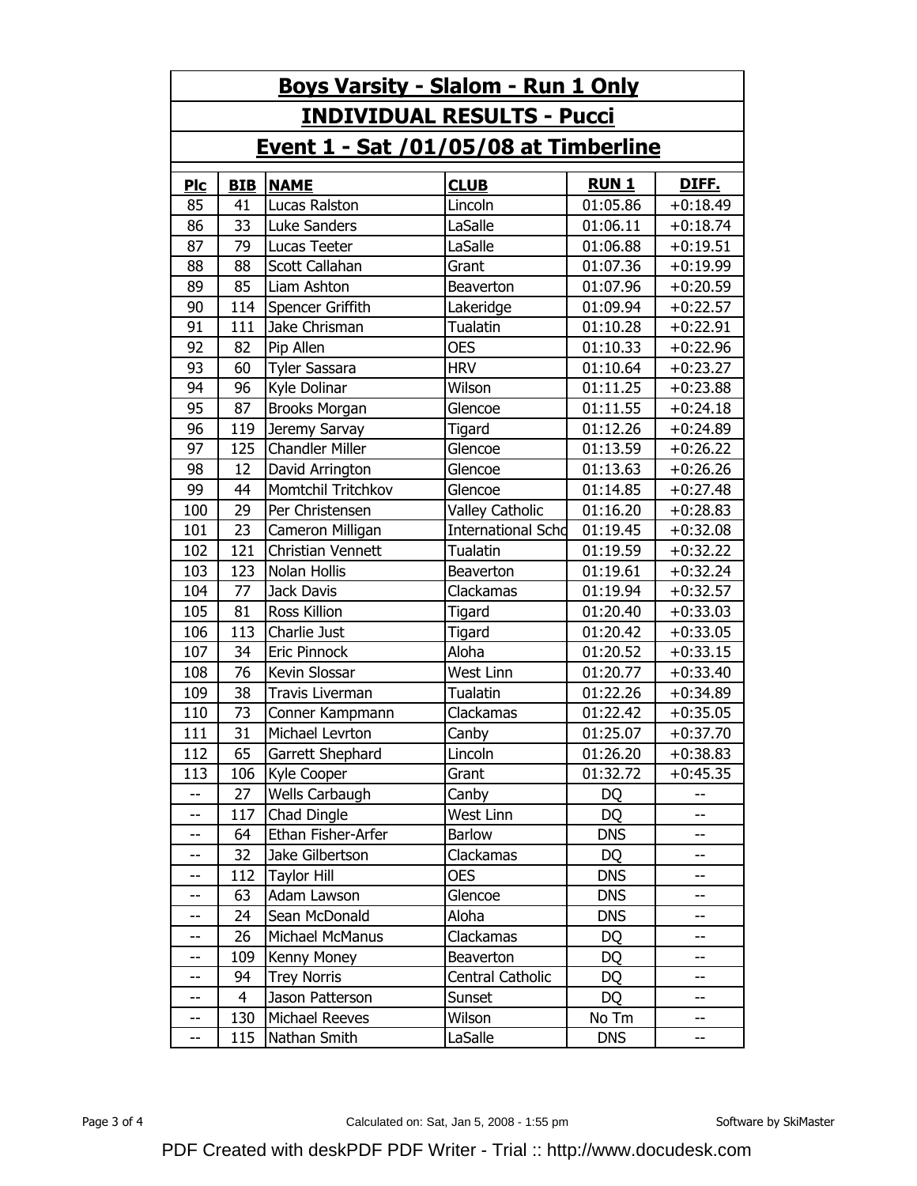## Boys Varsity - Slalom - Run 1 Only

## INDIVIDUAL RESULTS - Pucci

## Event 1 - Sat /01/05/08 at Timberline

| Plc | BIB | NAME | CLUB | RUN 1 | DIFF. |
|---|---|---|---|---|---|
| 85 | 41 | Lucas Ralston | Lincoln | 01:05.86 | +0:18.49 |
| 86 | 33 | Luke Sanders | LaSalle | 01:06.11 | +0:18.74 |
| 87 | 79 | Lucas Teeter | LaSalle | 01:06.88 | +0:19.51 |
| 88 | 88 | Scott Callahan | Grant | 01:07.36 | +0:19.99 |
| 89 | 85 | Liam Ashton | Beaverton | 01:07.96 | +0:20.59 |
| 90 | 114 | Spencer Griffith | Lakeridge | 01:09.94 | +0:22.57 |
| 91 | 111 | Jake Chrisman | Tualatin | 01:10.28 | +0:22.91 |
| 92 | 82 | Pip Allen | OES | 01:10.33 | +0:22.96 |
| 93 | 60 | Tyler Sassara | HRV | 01:10.64 | +0:23.27 |
| 94 | 96 | Kyle Dolinar | Wilson | 01:11.25 | +0:23.88 |
| 95 | 87 | Brooks Morgan | Glencoe | 01:11.55 | +0:24.18 |
| 96 | 119 | Jeremy Sarvay | Tigard | 01:12.26 | +0:24.89 |
| 97 | 125 | Chandler Miller | Glencoe | 01:13.59 | +0:26.22 |
| 98 | 12 | David Arrington | Glencoe | 01:13.63 | +0:26.26 |
| 99 | 44 | Momtchil Tritchkov | Glencoe | 01:14.85 | +0:27.48 |
| 100 | 29 | Per Christensen | Valley Catholic | 01:16.20 | +0:28.83 |
| 101 | 23 | Cameron Milligan | International Scho | 01:19.45 | +0:32.08 |
| 102 | 121 | Christian Vennett | Tualatin | 01:19.59 | +0:32.22 |
| 103 | 123 | Nolan Hollis | Beaverton | 01:19.61 | +0:32.24 |
| 104 | 77 | Jack Davis | Clackamas | 01:19.94 | +0:32.57 |
| 105 | 81 | Ross Killion | Tigard | 01:20.40 | +0:33.03 |
| 106 | 113 | Charlie Just | Tigard | 01:20.42 | +0:33.05 |
| 107 | 34 | Eric Pinnock | Aloha | 01:20.52 | +0:33.15 |
| 108 | 76 | Kevin Slossar | West Linn | 01:20.77 | +0:33.40 |
| 109 | 38 | Travis Liverman | Tualatin | 01:22.26 | +0:34.89 |
| 110 | 73 | Conner Kampmann | Clackamas | 01:22.42 | +0:35.05 |
| 111 | 31 | Michael Levrton | Canby | 01:25.07 | +0:37.70 |
| 112 | 65 | Garrett Shephard | Lincoln | 01:26.20 | +0:38.83 |
| 113 | 106 | Kyle Cooper | Grant | 01:32.72 | +0:45.35 |
| -- | 27 | Wells Carbaugh | Canby | DQ | -- |
| -- | 117 | Chad Dingle | West Linn | DQ | -- |
| -- | 64 | Ethan Fisher-Arfer | Barlow | DNS | -- |
| -- | 32 | Jake Gilbertson | Clackamas | DQ | -- |
| -- | 112 | Taylor Hill | OES | DNS | -- |
| -- | 63 | Adam Lawson | Glencoe | DNS | -- |
| -- | 24 | Sean McDonald | Aloha | DNS | -- |
| -- | 26 | Michael McManus | Clackamas | DQ | -- |
| -- | 109 | Kenny Money | Beaverton | DQ | -- |
| -- | 94 | Trey Norris | Central Catholic | DQ | -- |
| -- | 4 | Jason Patterson | Sunset | DQ | -- |
| -- | 130 | Michael Reeves | Wilson | No Tm | -- |
| -- | 115 | Nathan Smith | LaSalle | DNS | -- |

Calculated on: Sat, Jan 5, 2008 - 1:55 pm

Software by SkiMaster

PDF Created with deskPDF PDF Writer - Trial :: http://www.docudesk.com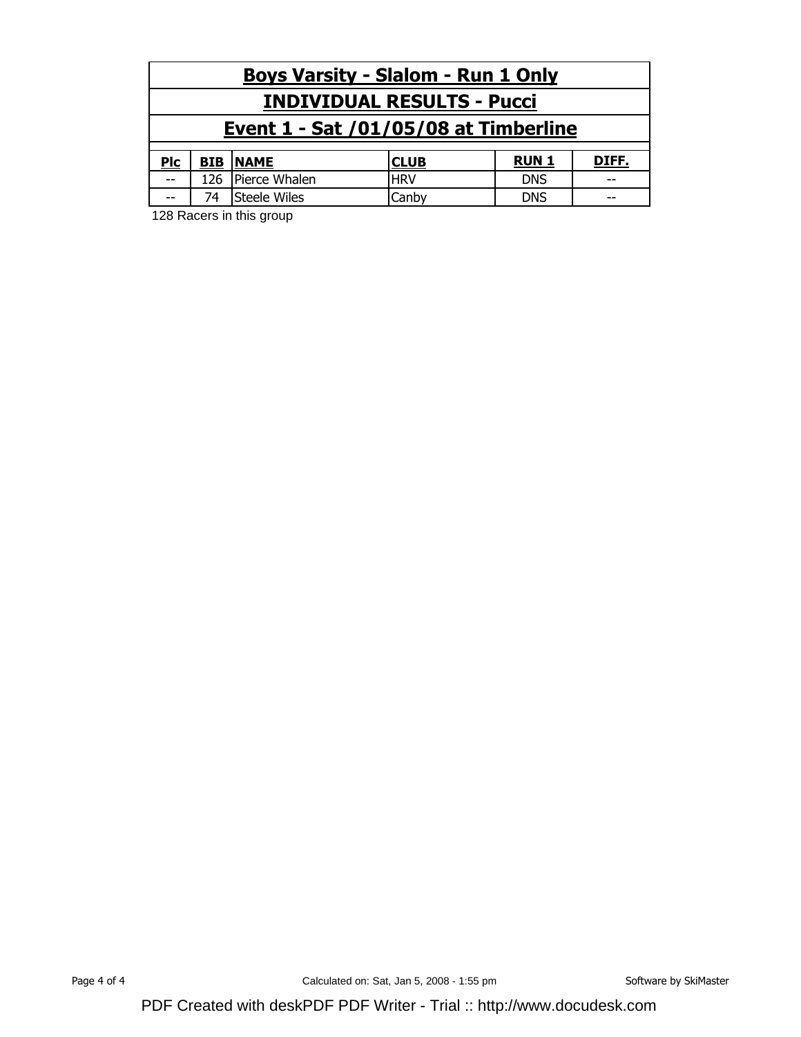## Boys Varsity - Slalom - Run 1 Only

## INDIVIDUAL RESULTS - Pucci

## Event 1 - Sat /01/05/08 at Timberline

| Plc | BIB | NAME | CLUB | RUN 1 | DIFF. |
|---|---|---|---|---|---|
| -- | 126 | Pierce Whalen | HRV | DNS | -- |
| -- | 74 | Steele Wiles | Canby | DNS | -- |

128 Racers in this group

Calculated on: Sat, Jan 5, 2008 - 1:55 pm

Software by SkiMaster

PDF Created with deskPDF PDF Writer - Trial :: http://www.docudesk.com